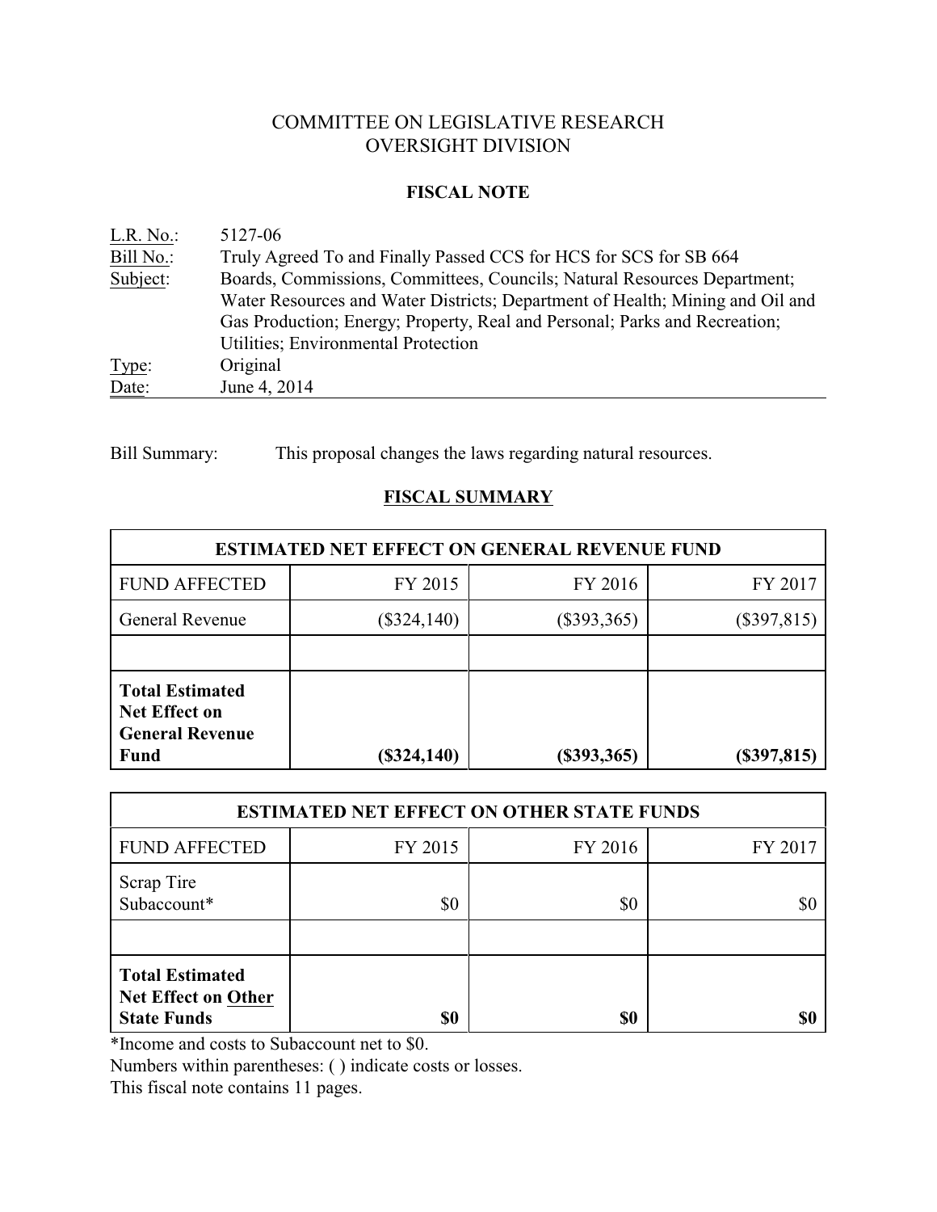# COMMITTEE ON LEGISLATIVE RESEARCH
# OVERSIGHT DIVISION

## FISCAL NOTE

| | |
|---|---|
| L.R. No.: | 5127-06 |
| Bill No.: | Truly Agreed To and Finally Passed CCS for HCS for SCS for SB 664 |
| Subject: | Boards, Commissions, Committees, Councils; Natural Resources Department; Water Resources and Water Districts; Department of Health; Mining and Oil and Gas Production; Energy; Property, Real and Personal; Parks and Recreation; Utilities; Environmental Protection |
| Type: | Original |
| Date: | June 4, 2014 |

Bill Summary: This proposal changes the laws regarding natural resources.

## FISCAL SUMMARY

| ESTIMATED NET EFFECT ON GENERAL REVENUE FUND | | | |
|---|---|---|---|
| FUND AFFECTED | FY 2015 | FY 2016 | FY 2017 |
| General Revenue | ($324,140) | ($393,365) | ($397,815) |
| | | | |
| **Total Estimated Net Effect on General Revenue Fund** | **($324,140)** | **($393,365)** | **($397,815)** |

| ESTIMATED NET EFFECT ON OTHER STATE FUNDS | | | |
|---|---|---|---|
| FUND AFFECTED | FY 2015 | FY 2016 | FY 2017 |
| Scrap Tire Subaccount* | $0 | $0 | $0 |
| | | | |
| **Total Estimated Net Effect on Other State Funds** | **$0** | **$0** | **$0** |

*Income and costs to Subaccount net to $0.

Numbers within parentheses: ( ) indicate costs or losses.

This fiscal note contains 11 pages.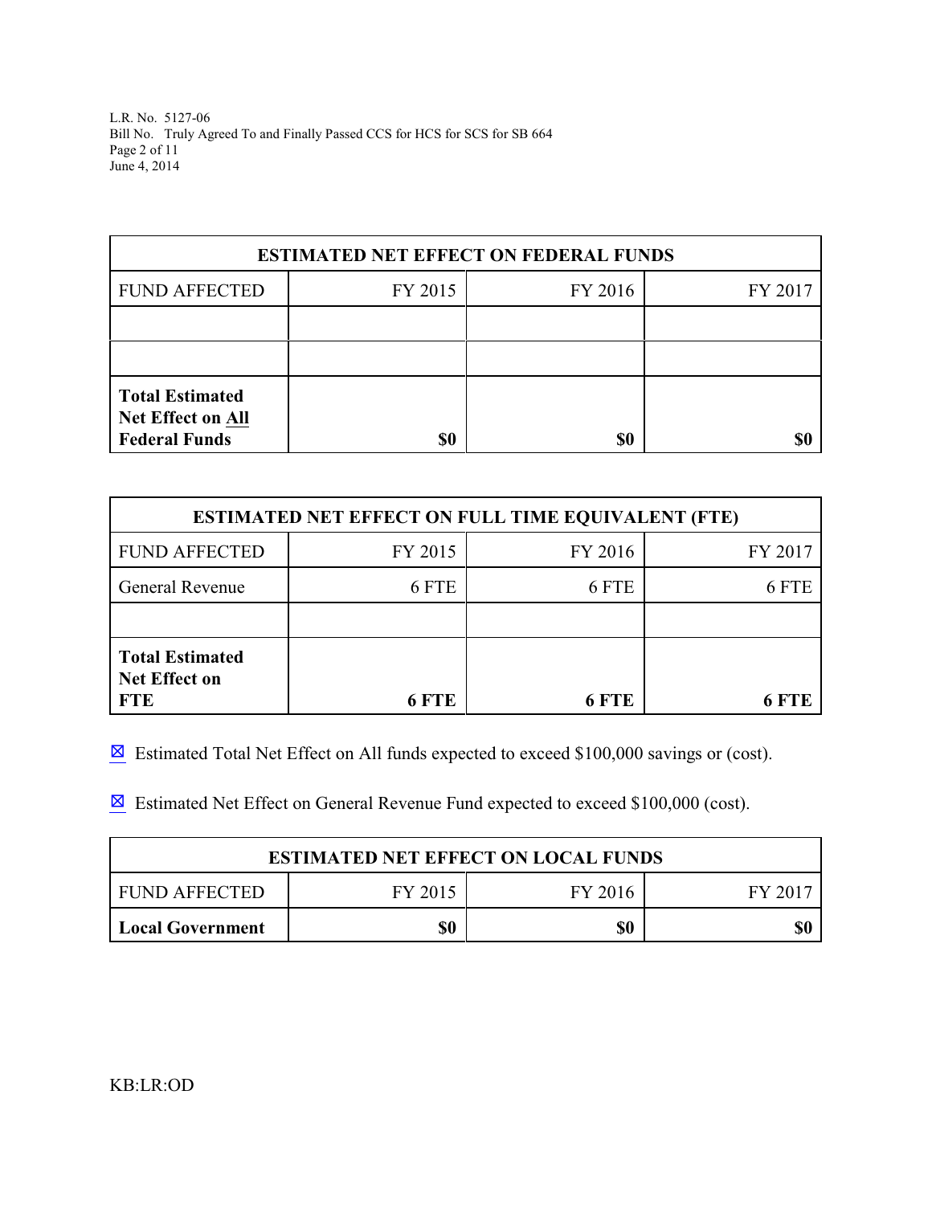| ESTIMATED NET EFFECT ON FEDERAL FUNDS | | | |
|---|---|---|---|
| FUND AFFECTED | FY 2015 | FY 2016 | FY 2017 |
| | | | |
| | | | |
| **Total Estimated Net Effect on All Federal Funds** | **$0** | **$0** | **$0** |

| ESTIMATED NET EFFECT ON FULL TIME EQUIVALENT (FTE) | | | |
|---|---|---|---|
| FUND AFFECTED | FY 2015 | FY 2016 | FY 2017 |
| General Revenue | 6 FTE | 6 FTE | 6 FTE |
| | | | |
| **Total Estimated Net Effect on FTE** | **6 FTE** | **6 FTE** | **6 FTE** |

☒ Estimated Total Net Effect on All funds expected to exceed $100,000 savings or (cost).

☒ Estimated Net Effect on General Revenue Fund expected to exceed $100,000 (cost).

| ESTIMATED NET EFFECT ON LOCAL FUNDS | | | |
|---|---|---|---|
| FUND AFFECTED | FY 2015 | FY 2016 | FY 2017 |
| **Local Government** | **$0** | **$0** | **$0** |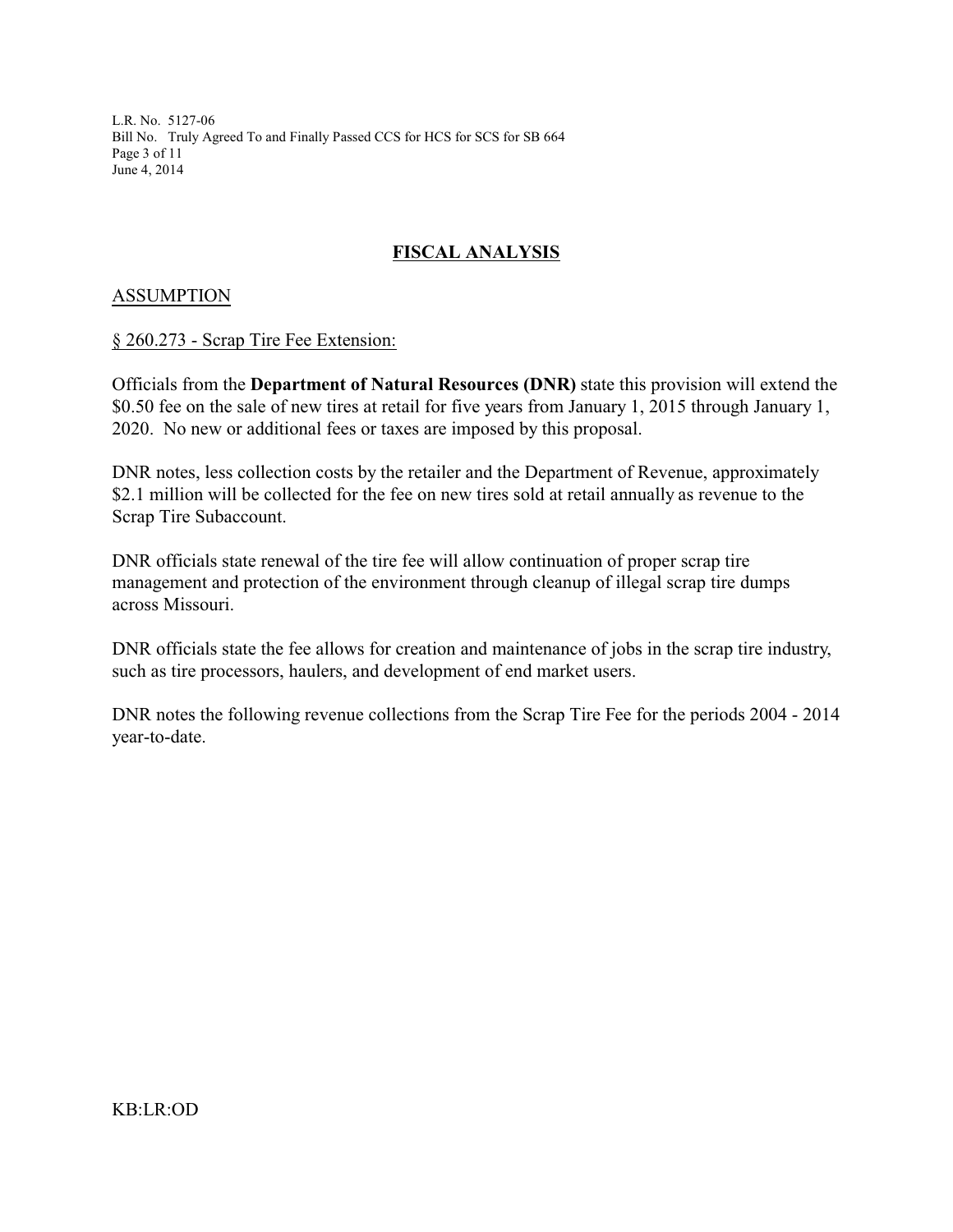## FISCAL ANALYSIS

### ASSUMPTION

§ 260.273 - Scrap Tire Fee Extension:

Officials from the **Department of Natural Resources (DNR)** state this provision will extend the $0.50 fee on the sale of new tires at retail for five years from January 1, 2015 through January 1, 2020. No new or additional fees or taxes are imposed by this proposal.

DNR notes, less collection costs by the retailer and the Department of Revenue, approximately $2.1 million will be collected for the fee on new tires sold at retail annually as revenue to the Scrap Tire Subaccount.

DNR officials state renewal of the tire fee will allow continuation of proper scrap tire management and protection of the environment through cleanup of illegal scrap tire dumps across Missouri.

DNR officials state the fee allows for creation and maintenance of jobs in the scrap tire industry, such as tire processors, haulers, and development of end market users.

DNR notes the following revenue collections from the Scrap Tire Fee for the periods 2004 - 2014 year-to-date.

KB:LR:OD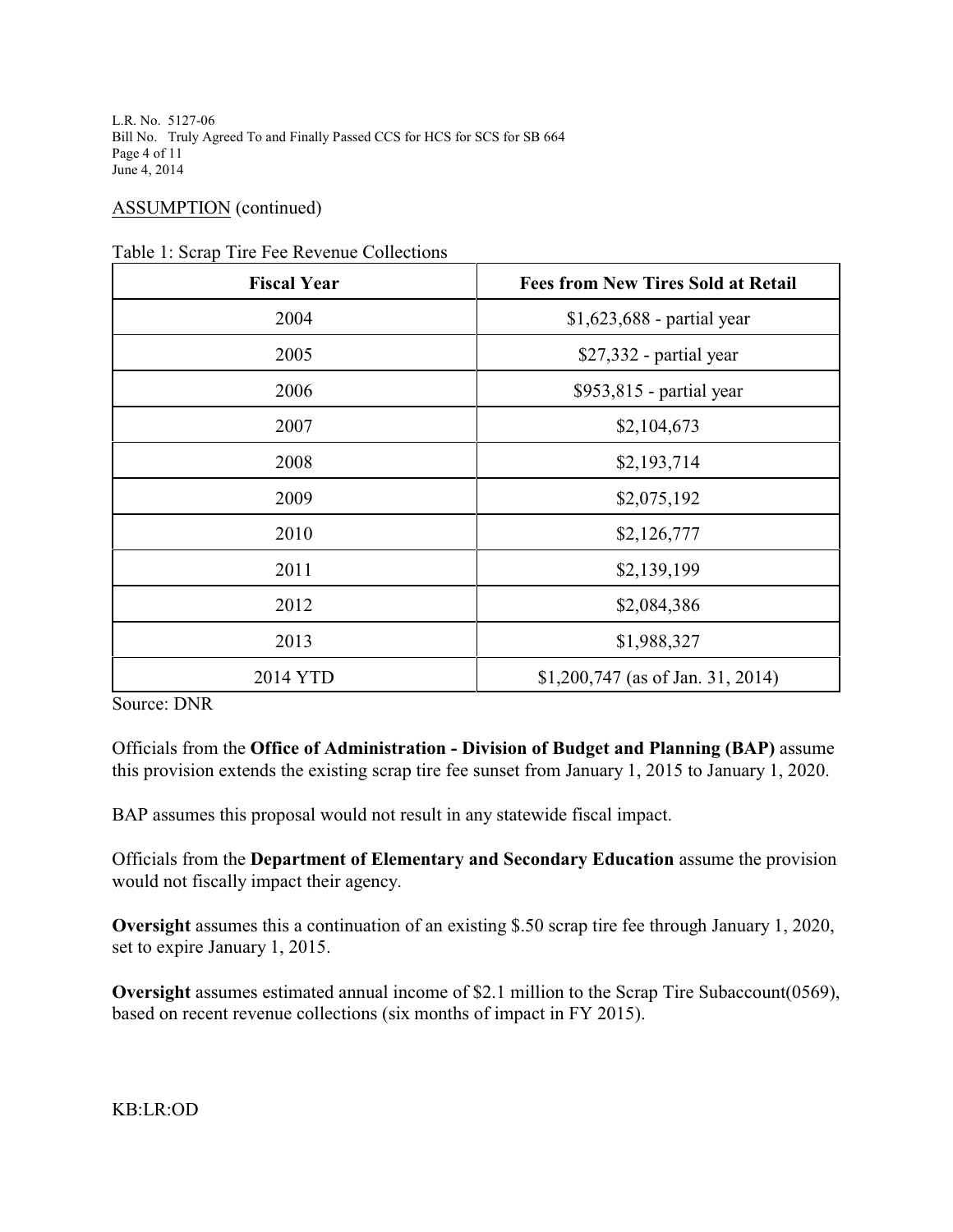ASSUMPTION (continued)

Table 1: Scrap Tire Fee Revenue Collections

| Fiscal Year | Fees from New Tires Sold at Retail |
|---|---|
| 2004 | $1,623,688 - partial year |
| 2005 | $27,332 - partial year |
| 2006 | $953,815 - partial year |
| 2007 | $2,104,673 |
| 2008 | $2,193,714 |
| 2009 | $2,075,192 |
| 2010 | $2,126,777 |
| 2011 | $2,139,199 |
| 2012 | $2,084,386 |
| 2013 | $1,988,327 |
| 2014 YTD | $1,200,747 (as of Jan. 31, 2014) |

Source: DNR

Officials from the **Office of Administration - Division of Budget and Planning (BAP)** assume this provision extends the existing scrap tire fee sunset from January 1, 2015 to January 1, 2020.

BAP assumes this proposal would not result in any statewide fiscal impact.

Officials from the **Department of Elementary and Secondary Education** assume the provision would not fiscally impact their agency.

**Oversight** assumes this a continuation of an existing $.50 scrap tire fee through January 1, 2020, set to expire January 1, 2015.

**Oversight** assumes estimated annual income of $2.1 million to the Scrap Tire Subaccount(0569), based on recent revenue collections (six months of impact in FY 2015).

KB:LR:OD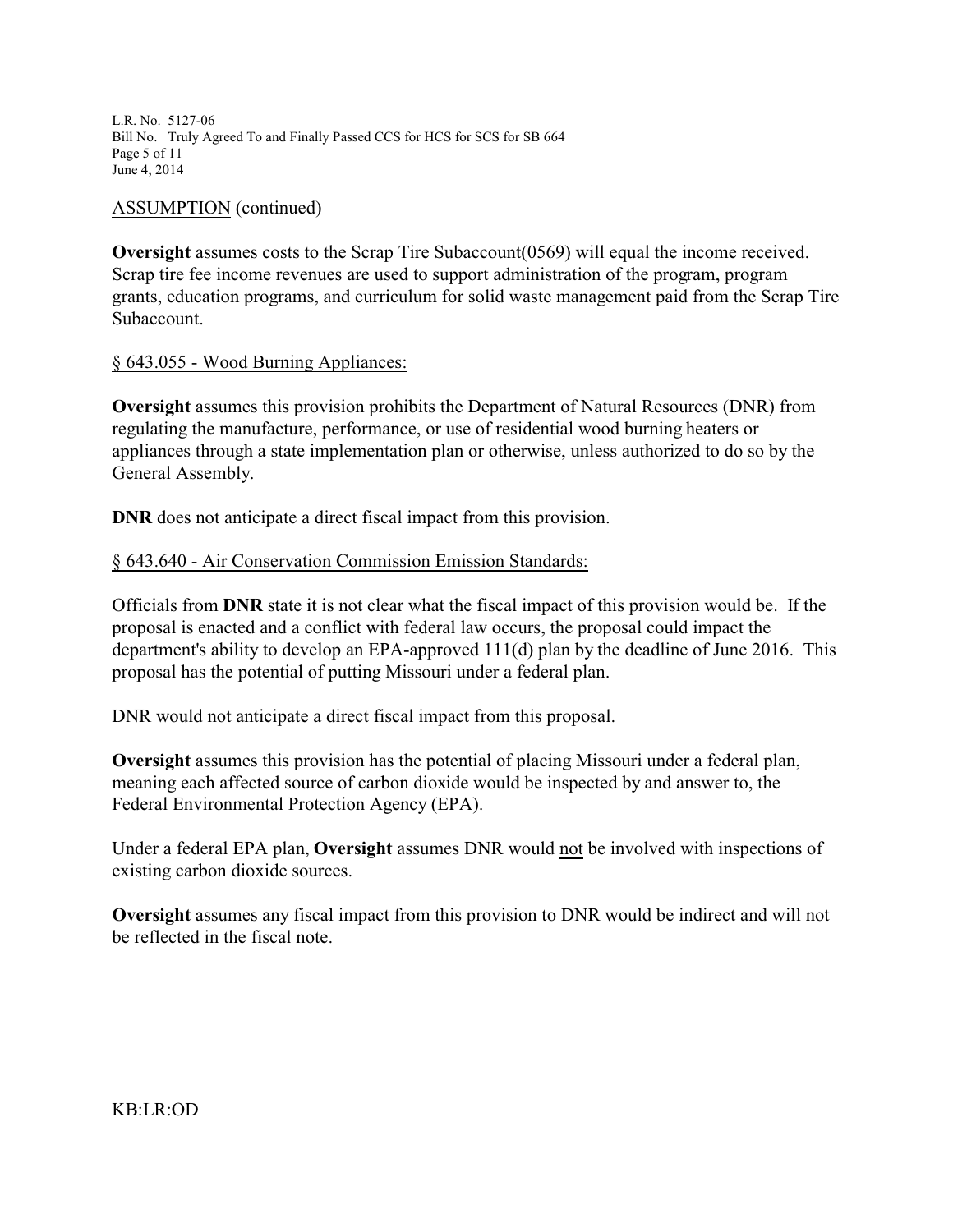ASSUMPTION (continued)

**Oversight** assumes costs to the Scrap Tire Subaccount(0569) will equal the income received. Scrap tire fee income revenues are used to support administration of the program, program grants, education programs, and curriculum for solid waste management paid from the Scrap Tire Subaccount.

§ 643.055 - Wood Burning Appliances:

**Oversight** assumes this provision prohibits the Department of Natural Resources (DNR) from regulating the manufacture, performance, or use of residential wood burning heaters or appliances through a state implementation plan or otherwise, unless authorized to do so by the General Assembly.

**DNR** does not anticipate a direct fiscal impact from this provision.

§ 643.640 - Air Conservation Commission Emission Standards:

Officials from **DNR** state it is not clear what the fiscal impact of this provision would be. If the proposal is enacted and a conflict with federal law occurs, the proposal could impact the department's ability to develop an EPA-approved 111(d) plan by the deadline of June 2016. This proposal has the potential of putting Missouri under a federal plan.

DNR would not anticipate a direct fiscal impact from this proposal.

**Oversight** assumes this provision has the potential of placing Missouri under a federal plan, meaning each affected source of carbon dioxide would be inspected by and answer to, the Federal Environmental Protection Agency (EPA).

Under a federal EPA plan, **Oversight** assumes DNR would not be involved with inspections of existing carbon dioxide sources.

**Oversight** assumes any fiscal impact from this provision to DNR would be indirect and will not be reflected in the fiscal note.

KB:LR:OD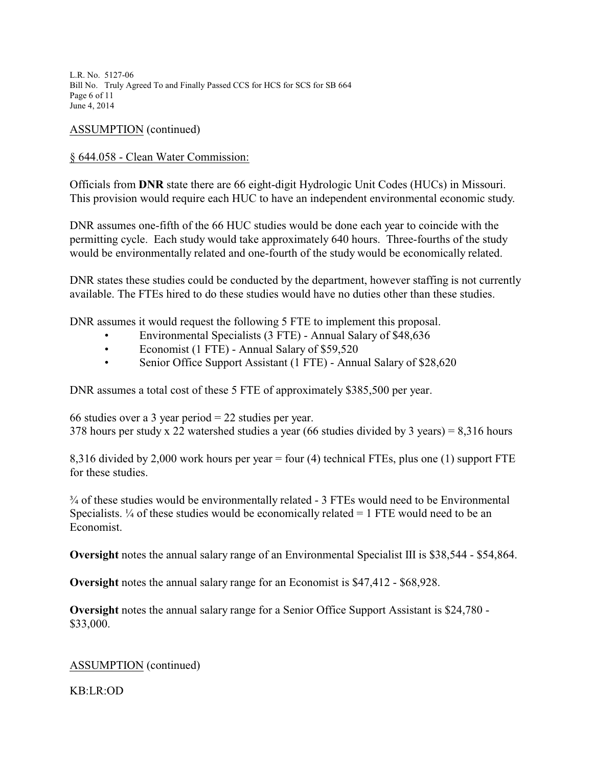ASSUMPTION (continued)

§ 644.058 - Clean Water Commission:

Officials from **DNR** state there are 66 eight-digit Hydrologic Unit Codes (HUCs) in Missouri. This provision would require each HUC to have an independent environmental economic study.

DNR assumes one-fifth of the 66 HUC studies would be done each year to coincide with the permitting cycle. Each study would take approximately 640 hours. Three-fourths of the study would be environmentally related and one-fourth of the study would be economically related.

DNR states these studies could be conducted by the department, however staffing is not currently available. The FTEs hired to do these studies would have no duties other than these studies.

DNR assumes it would request the following 5 FTE to implement this proposal.

- Environmental Specialists (3 FTE) - Annual Salary of $48,636
- Economist (1 FTE) - Annual Salary of $59,520
- Senior Office Support Assistant (1 FTE) - Annual Salary of $28,620

DNR assumes a total cost of these 5 FTE of approximately $385,500 per year.

66 studies over a 3 year period = 22 studies per year.
378 hours per study x 22 watershed studies a year (66 studies divided by 3 years) = 8,316 hours

8,316 divided by 2,000 work hours per year = four (4) technical FTEs, plus one (1) support FTE for these studies.

¾ of these studies would be environmentally related - 3 FTEs would need to be Environmental Specialists. ¼ of these studies would be economically related = 1 FTE would need to be an Economist.

**Oversight** notes the annual salary range of an Environmental Specialist III is $38,544 - $54,864.

**Oversight** notes the annual salary range for an Economist is $47,412 - $68,928.

**Oversight** notes the annual salary range for a Senior Office Support Assistant is $24,780 - $33,000.

ASSUMPTION (continued)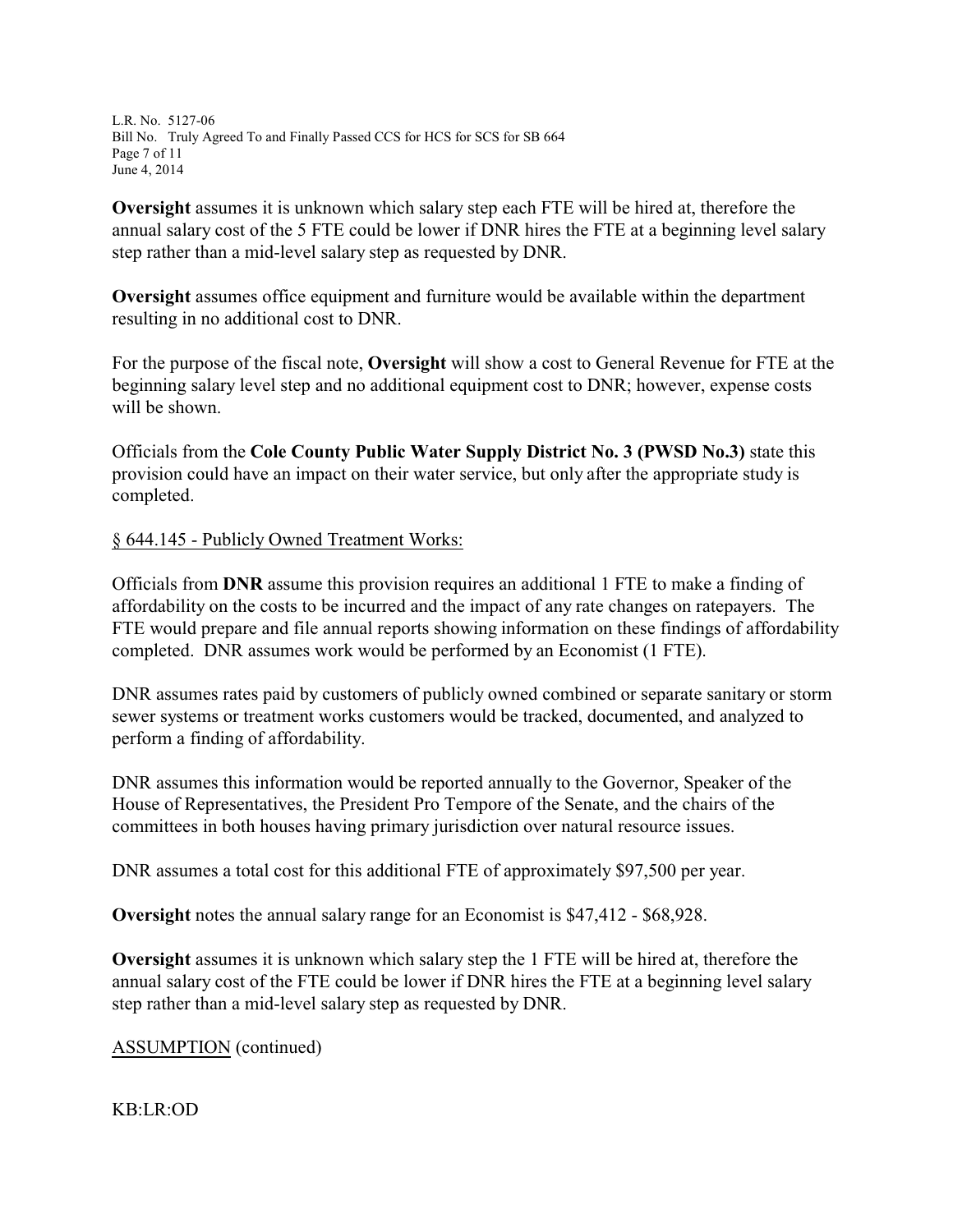**Oversight** assumes it is unknown which salary step each FTE will be hired at, therefore the annual salary cost of the 5 FTE could be lower if DNR hires the FTE at a beginning level salary step rather than a mid-level salary step as requested by DNR.

**Oversight** assumes office equipment and furniture would be available within the department resulting in no additional cost to DNR.

For the purpose of the fiscal note, **Oversight** will show a cost to General Revenue for FTE at the beginning salary level step and no additional equipment cost to DNR; however, expense costs will be shown.

Officials from the **Cole County Public Water Supply District No. 3 (PWSD No.3)** state this provision could have an impact on their water service, but only after the appropriate study is completed.

§ 644.145 - Publicly Owned Treatment Works:

Officials from **DNR** assume this provision requires an additional 1 FTE to make a finding of affordability on the costs to be incurred and the impact of any rate changes on ratepayers. The FTE would prepare and file annual reports showing information on these findings of affordability completed. DNR assumes work would be performed by an Economist (1 FTE).

DNR assumes rates paid by customers of publicly owned combined or separate sanitary or storm sewer systems or treatment works customers would be tracked, documented, and analyzed to perform a finding of affordability.

DNR assumes this information would be reported annually to the Governor, Speaker of the House of Representatives, the President Pro Tempore of the Senate, and the chairs of the committees in both houses having primary jurisdiction over natural resource issues.

DNR assumes a total cost for this additional FTE of approximately $97,500 per year.

**Oversight** notes the annual salary range for an Economist is $47,412 - $68,928.

**Oversight** assumes it is unknown which salary step the 1 FTE will be hired at, therefore the annual salary cost of the FTE could be lower if DNR hires the FTE at a beginning level salary step rather than a mid-level salary step as requested by DNR.

ASSUMPTION (continued)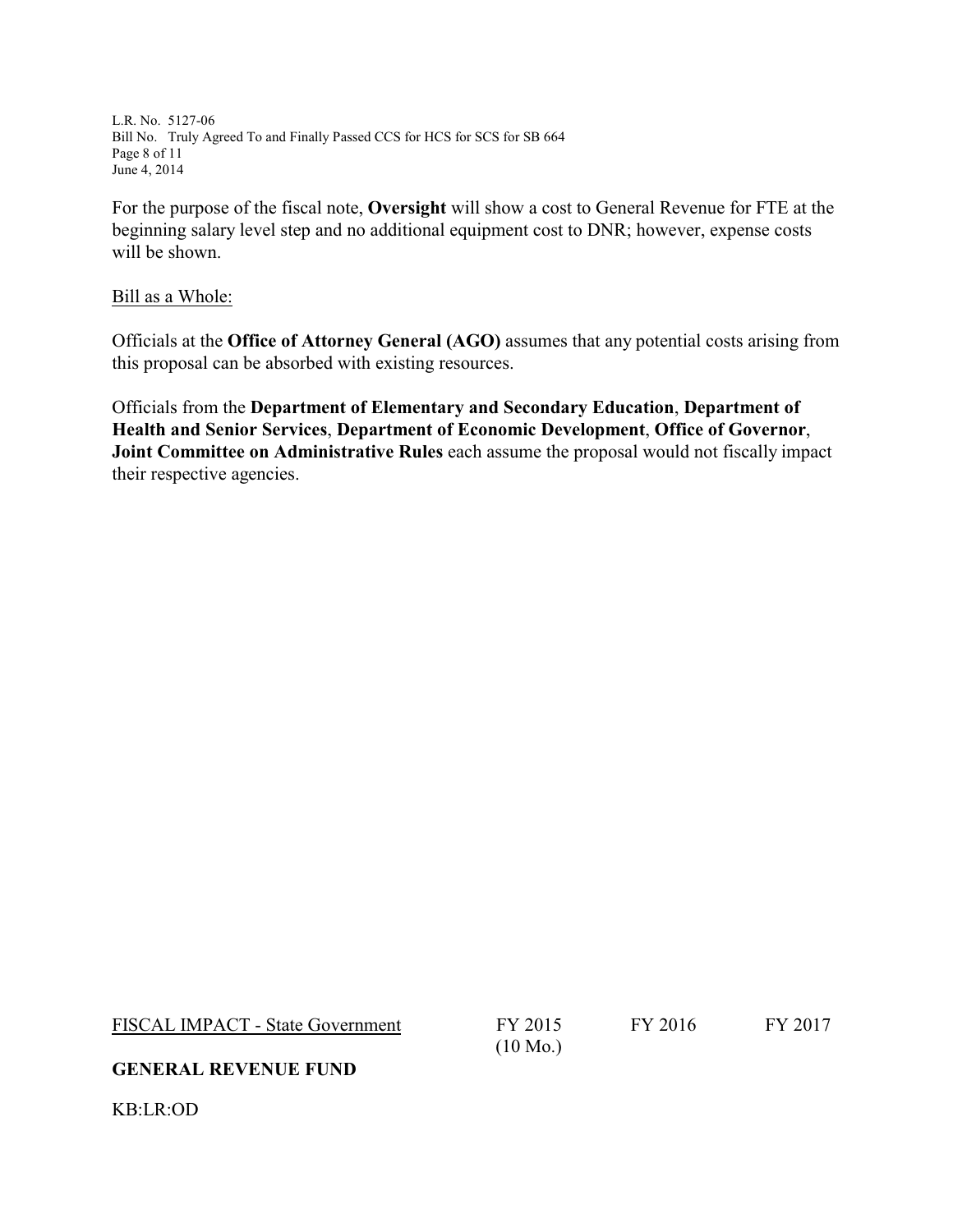For the purpose of the fiscal note, **Oversight** will show a cost to General Revenue for FTE at the beginning salary level step and no additional equipment cost to DNR; however, expense costs will be shown.

Bill as a Whole:

Officials at the **Office of Attorney General (AGO)** assumes that any potential costs arising from this proposal can be absorbed with existing resources.

Officials from the **Department of Elementary and Secondary Education**, **Department of Health and Senior Services**, **Department of Economic Development**, **Office of Governor**, **Joint Committee on Administrative Rules** each assume the proposal would not fiscally impact their respective agencies.

| FISCAL IMPACT - State Government | FY 2015 (10 Mo.) | FY 2016 | FY 2017 |
| --- | --- | --- | --- |
| **GENERAL REVENUE FUND** | | | |

KB:LR:OD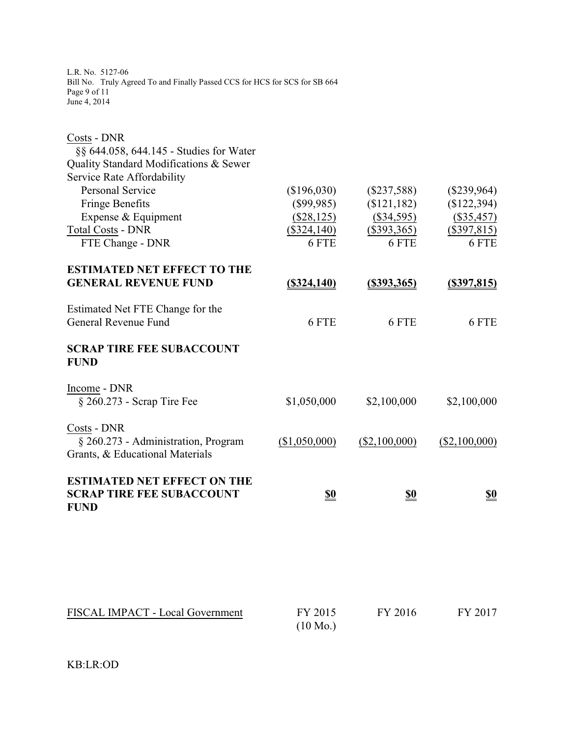| | | | |
|---|---|---|---|
| Costs - DNR | | | |
| §§ 644.058, 644.145 - Studies for Water Quality Standard Modifications & Sewer Service Rate Affordability | | | |
| Personal Service | ($196,030) | ($237,588) | ($239,964) |
| Fringe Benefits | ($99,985) | ($121,182) | ($122,394) |
| Expense & Equipment | ($28,125) | ($34,595) | ($35,457) |
| Total Costs - DNR | ($324,140) | ($393,365) | ($397,815) |
| FTE Change - DNR | 6 FTE | 6 FTE | 6 FTE |
| | | | |
| **ESTIMATED NET EFFECT TO THE GENERAL REVENUE FUND** | **($324,140)** | **($393,365)** | **($397,815)** |
| | | | |
| Estimated Net FTE Change for the General Revenue Fund | 6 FTE | 6 FTE | 6 FTE |
| | | | |
| **SCRAP TIRE FEE SUBACCOUNT FUND** | | | |
| | | | |
| Income - DNR | | | |
| § 260.273 - Scrap Tire Fee | $1,050,000 | $2,100,000 | $2,100,000 |
| | | | |
| Costs - DNR | | | |
| § 260.273 - Administration, Program Grants, & Educational Materials | ($1,050,000) | ($2,100,000) | ($2,100,000) |
| | | | |
| **ESTIMATED NET EFFECT ON THE SCRAP TIRE FEE SUBACCOUNT FUND** | **$0** | **$0** | **$0** |

| FISCAL IMPACT - Local Government | FY 2015 (10 Mo.) | FY 2016 | FY 2017 |
|---|---|---|---|

KB:LR:OD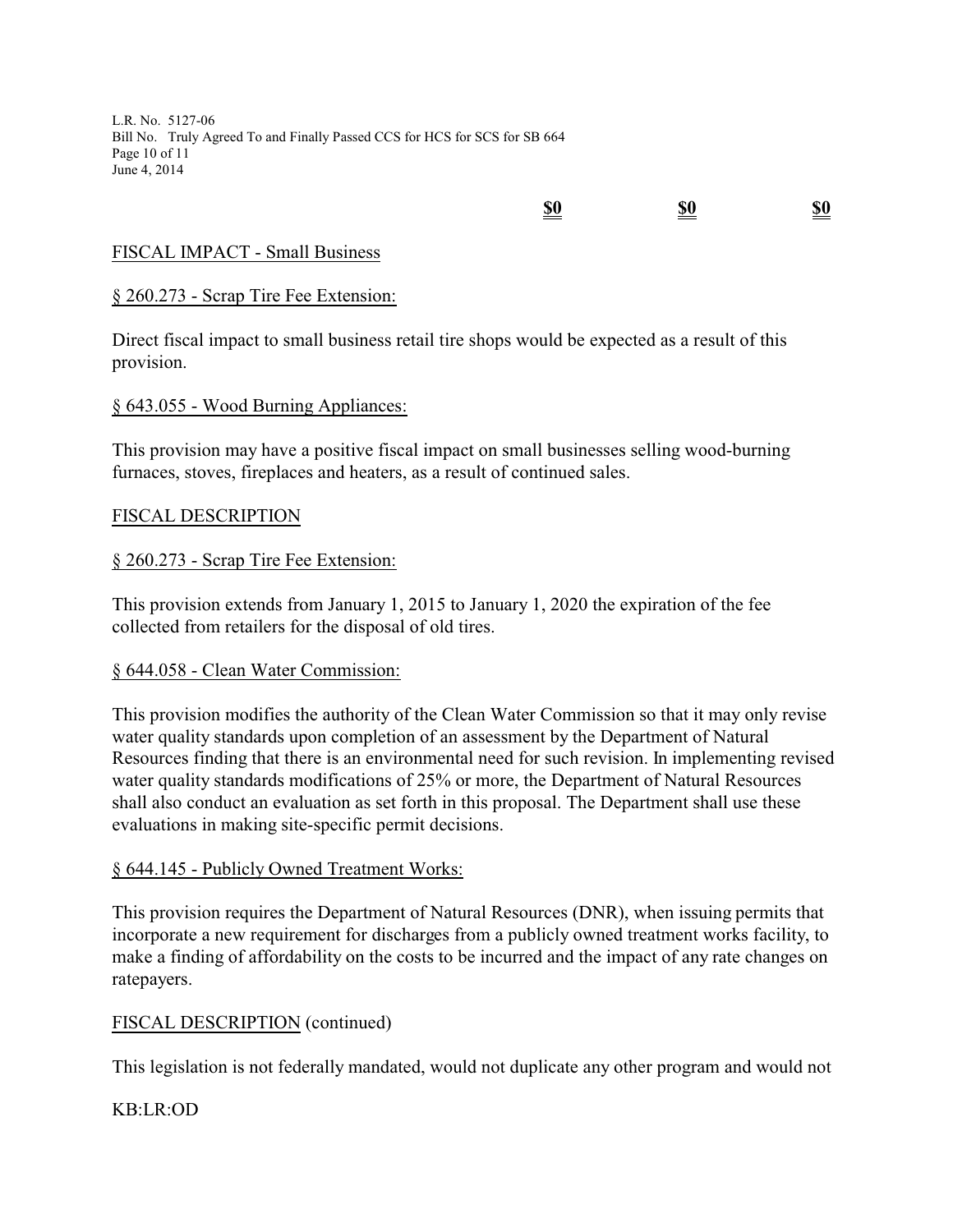| | | |
|---|---|---|
| **$0** | **$0** | **$0** |

FISCAL IMPACT - Small Business

§ 260.273 - Scrap Tire Fee Extension:

Direct fiscal impact to small business retail tire shops would be expected as a result of this provision.

§ 643.055 - Wood Burning Appliances:

This provision may have a positive fiscal impact on small businesses selling wood-burning furnaces, stoves, fireplaces and heaters, as a result of continued sales.

FISCAL DESCRIPTION

§ 260.273 - Scrap Tire Fee Extension:

This provision extends from January 1, 2015 to January 1, 2020 the expiration of the fee collected from retailers for the disposal of old tires.

§ 644.058 - Clean Water Commission:

This provision modifies the authority of the Clean Water Commission so that it may only revise water quality standards upon completion of an assessment by the Department of Natural Resources finding that there is an environmental need for such revision. In implementing revised water quality standards modifications of 25% or more, the Department of Natural Resources shall also conduct an evaluation as set forth in this proposal. The Department shall use these evaluations in making site-specific permit decisions.

§ 644.145 - Publicly Owned Treatment Works:

This provision requires the Department of Natural Resources (DNR), when issuing permits that incorporate a new requirement for discharges from a publicly owned treatment works facility, to make a finding of affordability on the costs to be incurred and the impact of any rate changes on ratepayers.

FISCAL DESCRIPTION (continued)

This legislation is not federally mandated, would not duplicate any other program and would not

KB:LR:OD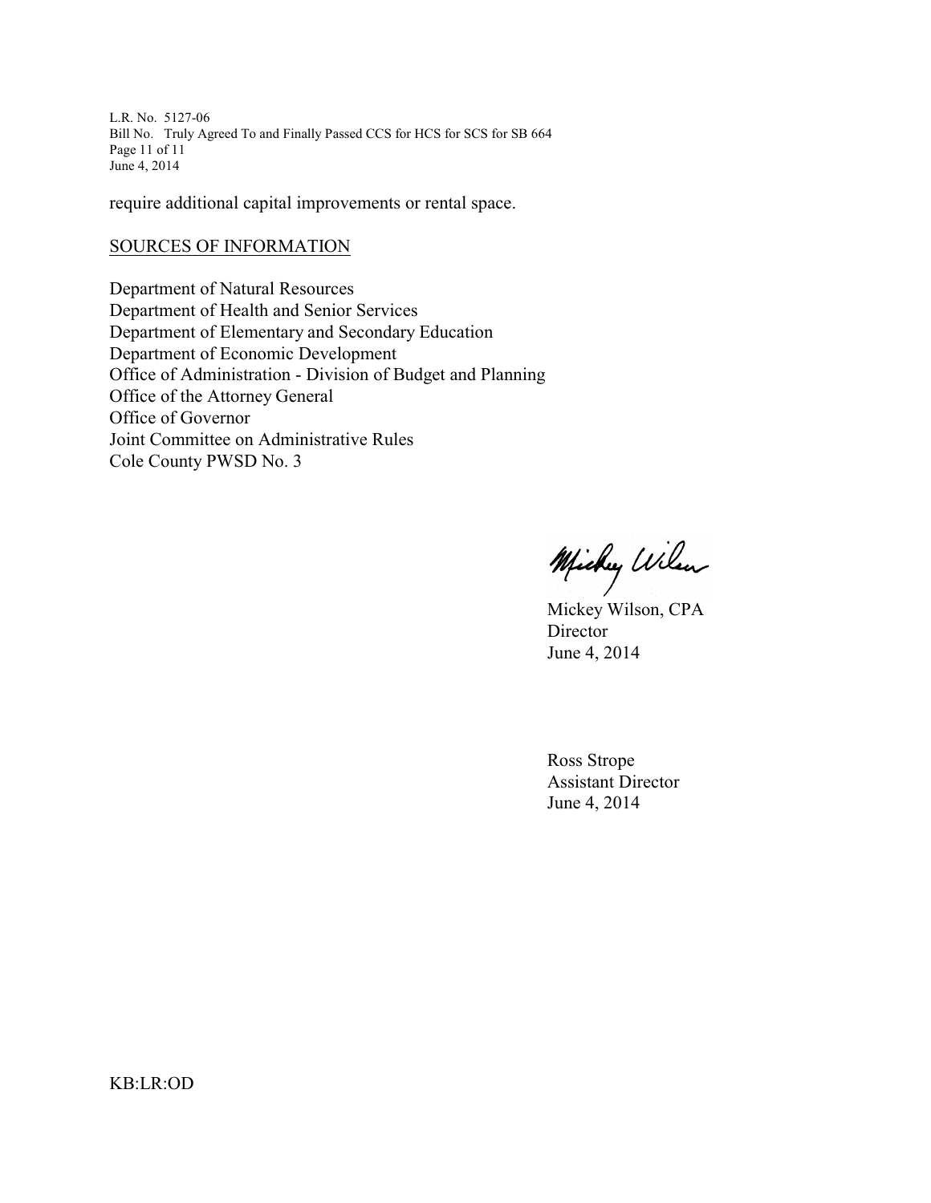require additional capital improvements or rental space.

SOURCES OF INFORMATION

Department of Natural Resources
Department of Health and Senior Services
Department of Elementary and Secondary Education
Department of Economic Development
Office of Administration - Division of Budget and Planning
Office of the Attorney General
Office of Governor
Joint Committee on Administrative Rules
Cole County PWSD No. 3

Mickey Wilson, CPA
Director
June 4, 2014

Ross Strope
Assistant Director
June 4, 2014

KB:LR:OD